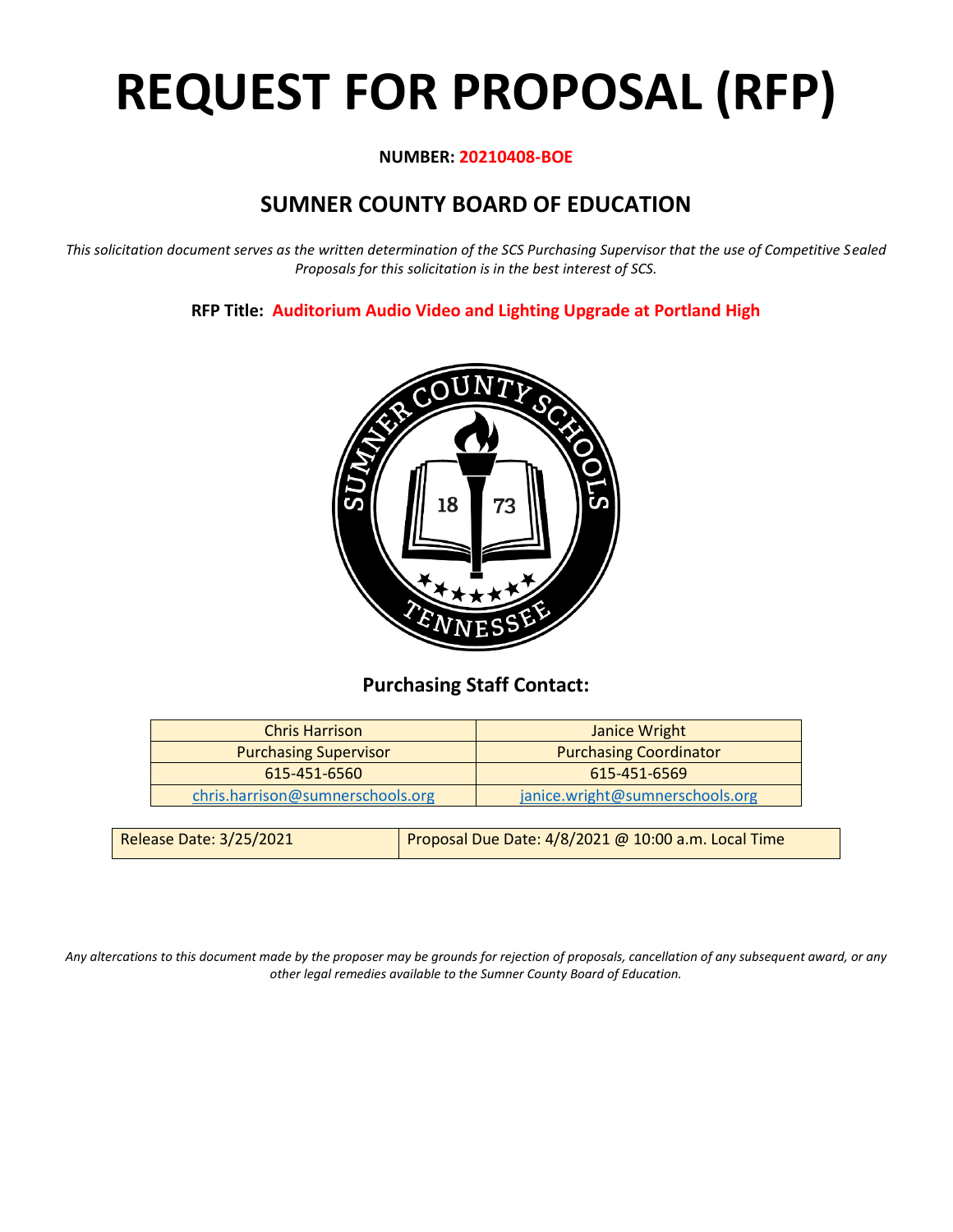# REQUEST FOR PROPOSAL (RFP)

**NUMBER: 20210408-BOE**

## SUMNER COUNTY BOARD OF EDUCATION

*This solicitation document serves as the written determination of the SCS Purchasing Supervisor that the use of Competitive Sealed Proposals for this solicitation is in the best interest of SCS.*

**RFP Title: Auditorium Audio Video and Lighting Upgrade at Portland High**

### Purchasing Staff Contact:

| Chris Harrison | Janice Wright |
|---|---|
| Purchasing Supervisor | Purchasing Coordinator |
| 615-451-6560 | 615-451-6569 |
| chris.harrison@sumnerschools.org | janice.wright@sumnerschools.org |

| Release Date: 3/25/2021 | Proposal Due Date: 4/8/2021 @ 10:00 a.m. Local Time |
|---|---|

*Any altercations to this document made by the proposer may be grounds for rejection of proposals, cancellation of any subsequent award, or any other legal remedies available to the Sumner County Board of Education.*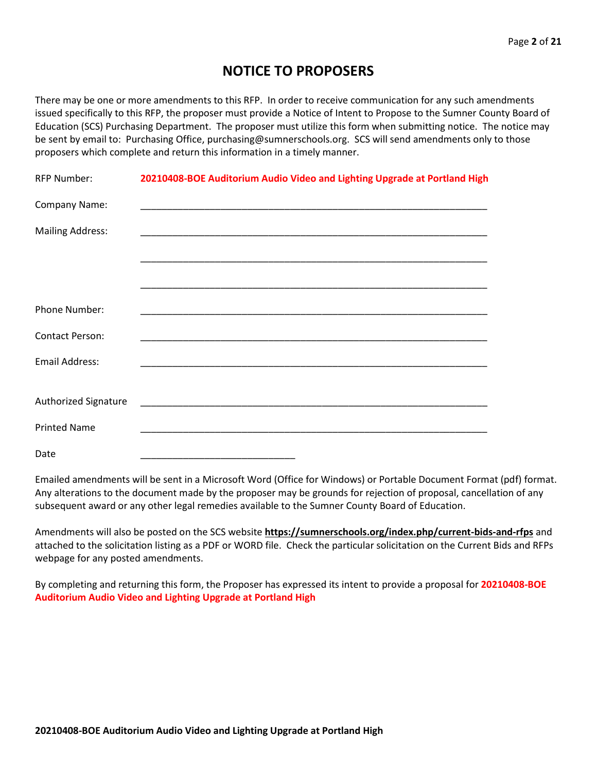# NOTICE TO PROPOSERS

There may be one or more amendments to this RFP. In order to receive communication for any such amendments issued specifically to this RFP, the proposer must provide a Notice of Intent to Propose to the Sumner County Board of Education (SCS) Purchasing Department. The proposer must utilize this form when submitting notice. The notice may be sent by email to: Purchasing Office, purchasing@sumnerschools.org. SCS will send amendments only to those proposers which complete and return this information in a timely manner.

RFP Number: **20210408-BOE Auditorium Audio Video and Lighting Upgrade at Portland High**

Company Name: ____________________________________________________________

Mailing Address: ____________________________________________________________

____________________________________________________________

____________________________________________________________

Phone Number: ____________________________________________________________

Contact Person: ____________________________________________________________

Email Address: ____________________________________________________________

Authorized Signature ____________________________________________________________

Printed Name ____________________________________________________________

Date ____________________________

Emailed amendments will be sent in a Microsoft Word (Office for Windows) or Portable Document Format (pdf) format. Any alterations to the document made by the proposer may be grounds for rejection of proposal, cancellation of any subsequent award or any other legal remedies available to the Sumner County Board of Education.

Amendments will also be posted on the SCS website **https://sumnerschools.org/index.php/current-bids-and-rfps** and attached to the solicitation listing as a PDF or WORD file. Check the particular solicitation on the Current Bids and RFPs webpage for any posted amendments.

By completing and returning this form, the Proposer has expressed its intent to provide a proposal for **20210408-BOE Auditorium Audio Video and Lighting Upgrade at Portland High**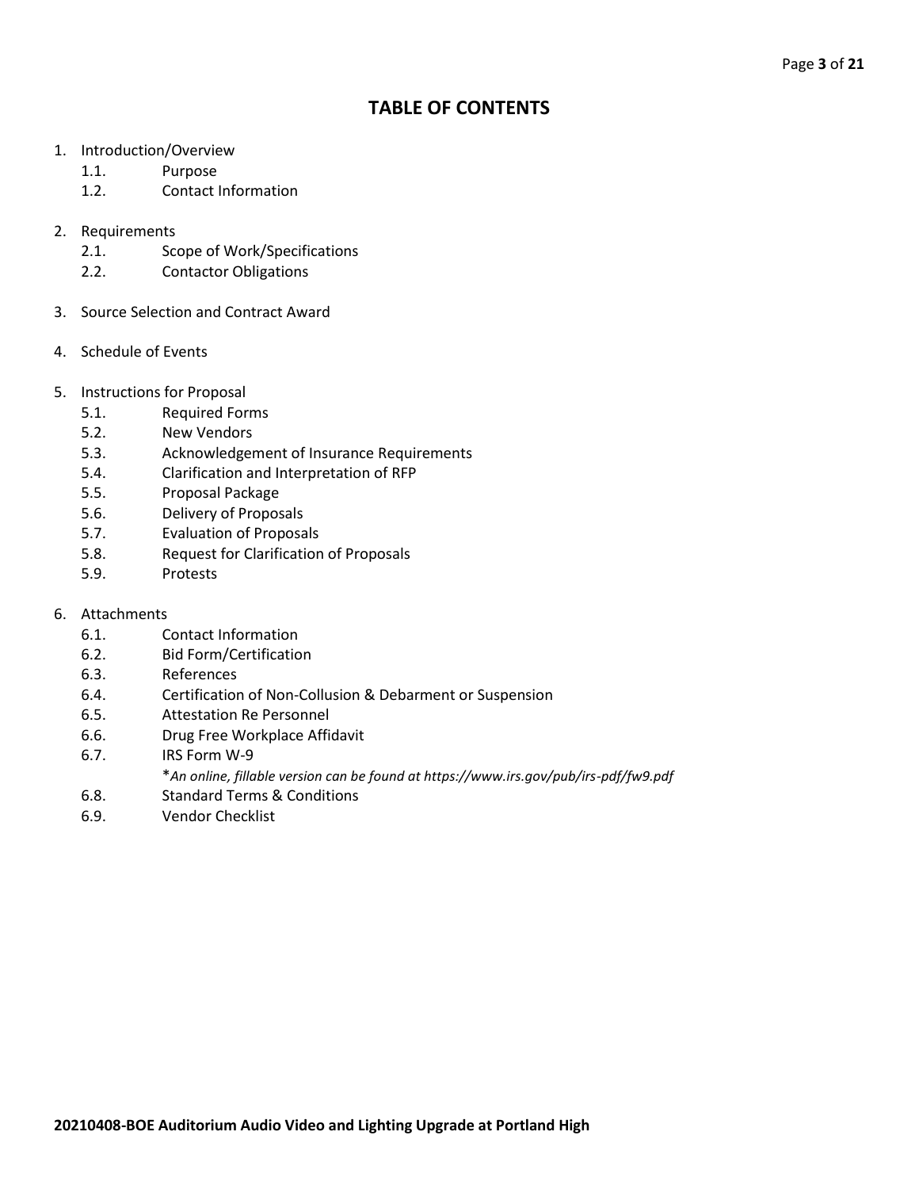# TABLE OF CONTENTS

1. Introduction/Overview
   - 1.1. Purpose
   - 1.2. Contact Information

2. Requirements
   - 2.1. Scope of Work/Specifications
   - 2.2. Contactor Obligations

3. Source Selection and Contract Award

4. Schedule of Events

5. Instructions for Proposal
   - 5.1. Required Forms
   - 5.2. New Vendors
   - 5.3. Acknowledgement of Insurance Requirements
   - 5.4. Clarification and Interpretation of RFP
   - 5.5. Proposal Package
   - 5.6. Delivery of Proposals
   - 5.7. Evaluation of Proposals
   - 5.8. Request for Clarification of Proposals
   - 5.9. Protests

6. Attachments
   - 6.1. Contact Information
   - 6.2. Bid Form/Certification
   - 6.3. References
   - 6.4. Certification of Non-Collusion & Debarment or Suspension
   - 6.5. Attestation Re Personnel
   - 6.6. Drug Free Workplace Affidavit
   - 6.7. IRS Form W-9

     **An online, fillable version can be found at https://www.irs.gov/pub/irs-pdf/fw9.pdf*
   - 6.8. Standard Terms & Conditions
   - 6.9. Vendor Checklist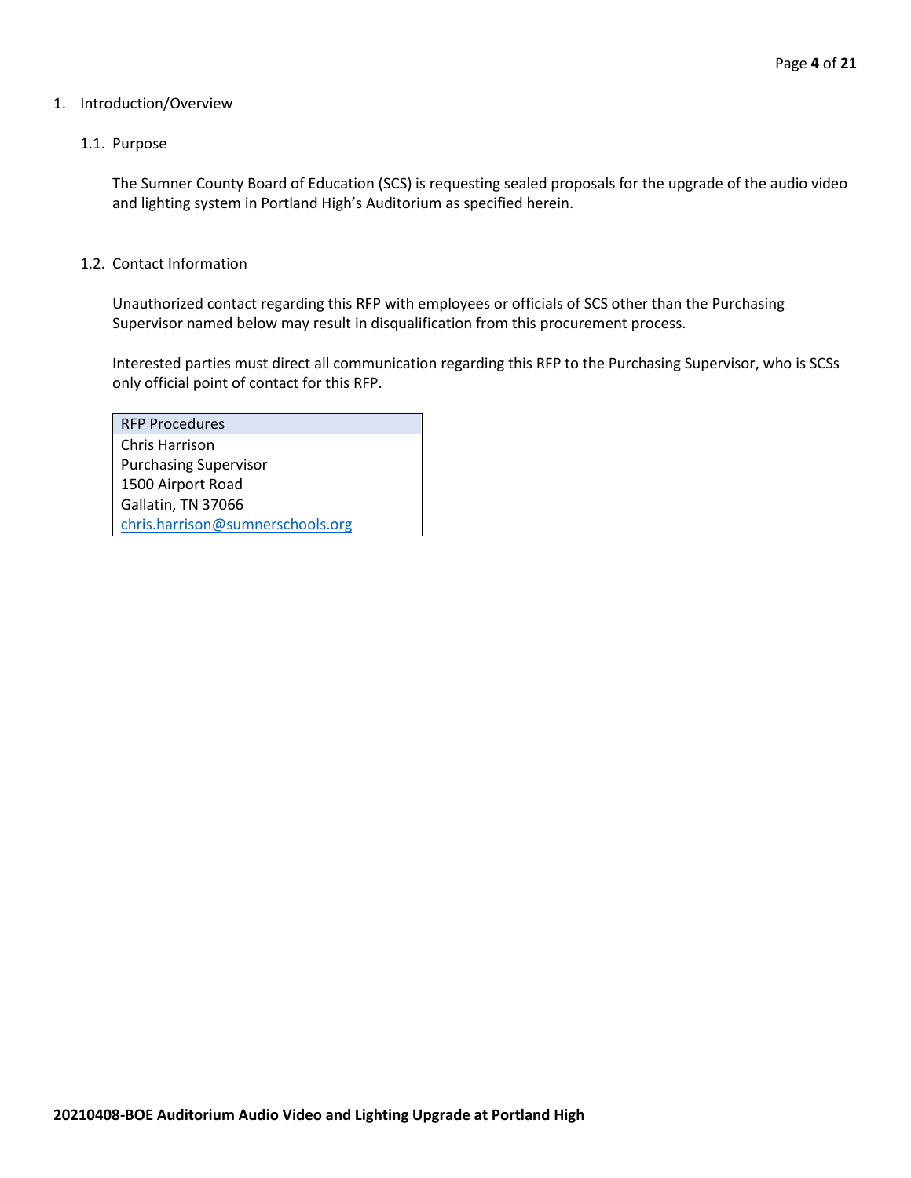# 1. Introduction/Overview

## 1.1. Purpose

The Sumner County Board of Education (SCS) is requesting sealed proposals for the upgrade of the audio video and lighting system in Portland High's Auditorium as specified herein.

## 1.2. Contact Information

Unauthorized contact regarding this RFP with employees or officials of SCS other than the Purchasing Supervisor named below may result in disqualification from this procurement process.

Interested parties must direct all communication regarding this RFP to the Purchasing Supervisor, who is SCSs only official point of contact for this RFP.

| RFP Procedures |
| --- |
| Chris Harrison<br>Purchasing Supervisor<br>1500 Airport Road<br>Gallatin, TN 37066<br>chris.harrison@sumnerschools.org |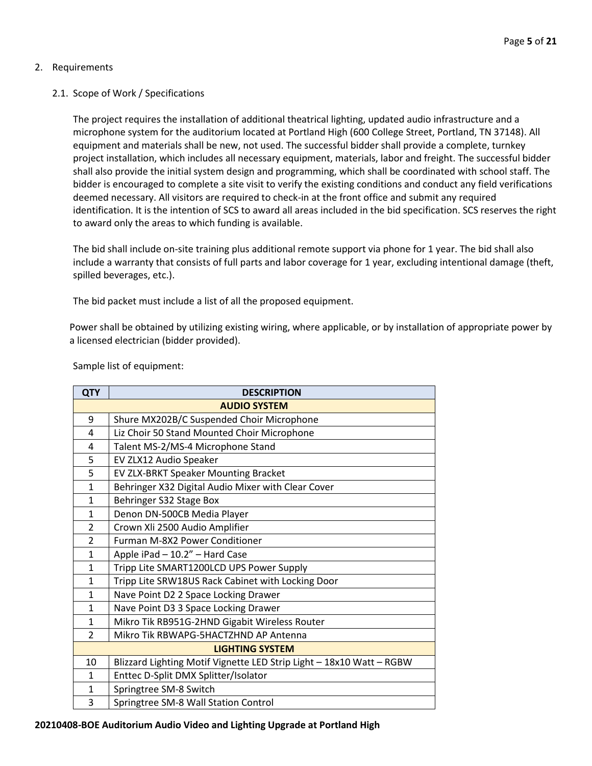## 2. Requirements

### 2.1. Scope of Work / Specifications

The project requires the installation of additional theatrical lighting, updated audio infrastructure and a microphone system for the auditorium located at Portland High (600 College Street, Portland, TN 37148). All equipment and materials shall be new, not used. The successful bidder shall provide a complete, turnkey project installation, which includes all necessary equipment, materials, labor and freight. The successful bidder shall also provide the initial system design and programming, which shall be coordinated with school staff. The bidder is encouraged to complete a site visit to verify the existing conditions and conduct any field verifications deemed necessary. All visitors are required to check-in at the front office and submit any required identification. It is the intention of SCS to award all areas included in the bid specification. SCS reserves the right to award only the areas to which funding is available.

The bid shall include on-site training plus additional remote support via phone for 1 year. The bid shall also include a warranty that consists of full parts and labor coverage for 1 year, excluding intentional damage (theft, spilled beverages, etc.).

The bid packet must include a list of all the proposed equipment.

Power shall be obtained by utilizing existing wiring, where applicable, or by installation of appropriate power by a licensed electrician (bidder provided).

Sample list of equipment:

| QTY | DESCRIPTION |
|---|---|
| **AUDIO SYSTEM** | |
| 9 | Shure MX202B/C Suspended Choir Microphone |
| 4 | Liz Choir 50 Stand Mounted Choir Microphone |
| 4 | Talent MS-2/MS-4 Microphone Stand |
| 5 | EV ZLX12 Audio Speaker |
| 5 | EV ZLX-BRKT Speaker Mounting Bracket |
| 1 | Behringer X32 Digital Audio Mixer with Clear Cover |
| 1 | Behringer S32 Stage Box |
| 1 | Denon DN-500CB Media Player |
| 2 | Crown Xli 2500 Audio Amplifier |
| 2 | Furman M-8X2 Power Conditioner |
| 1 | Apple iPad – 10.2" – Hard Case |
| 1 | Tripp Lite SMART1200LCD UPS Power Supply |
| 1 | Tripp Lite SRW18US Rack Cabinet with Locking Door |
| 1 | Nave Point D2 2 Space Locking Drawer |
| 1 | Nave Point D3 3 Space Locking Drawer |
| 1 | Mikro Tik RB951G-2HND Gigabit Wireless Router |
| 2 | Mikro Tik RBWAPG-5HACTZHND AP Antenna |
| **LIGHTING SYSTEM** | |
| 10 | Blizzard Lighting Motif Vignette LED Strip Light – 18x10 Watt – RGBW |
| 1 | Enttec D-Split DMX Splitter/Isolator |
| 1 | Springtree SM-8 Switch |
| 3 | Springtree SM-8 Wall Station Control |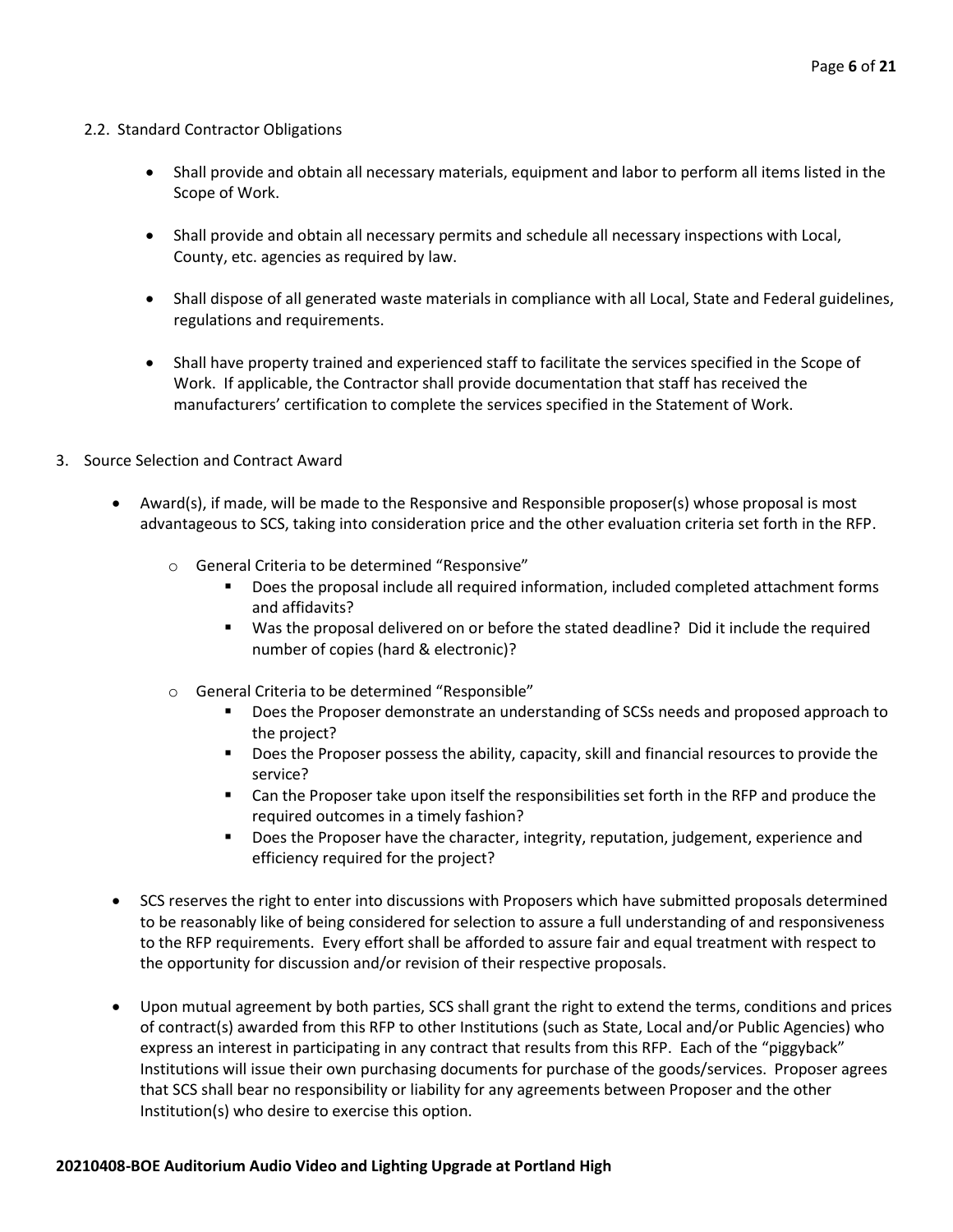2.2. Standard Contractor Obligations

- Shall provide and obtain all necessary materials, equipment and labor to perform all items listed in the Scope of Work.
- Shall provide and obtain all necessary permits and schedule all necessary inspections with Local, County, etc. agencies as required by law.
- Shall dispose of all generated waste materials in compliance with all Local, State and Federal guidelines, regulations and requirements.
- Shall have property trained and experienced staff to facilitate the services specified in the Scope of Work. If applicable, the Contractor shall provide documentation that staff has received the manufacturers' certification to complete the services specified in the Statement of Work.

3. Source Selection and Contract Award

- Award(s), if made, will be made to the Responsive and Responsible proposer(s) whose proposal is most advantageous to SCS, taking into consideration price and the other evaluation criteria set forth in the RFP.
  - General Criteria to be determined "Responsive"
    - Does the proposal include all required information, included completed attachment forms and affidavits?
    - Was the proposal delivered on or before the stated deadline? Did it include the required number of copies (hard & electronic)?
  - General Criteria to be determined "Responsible"
    - Does the Proposer demonstrate an understanding of SCSs needs and proposed approach to the project?
    - Does the Proposer possess the ability, capacity, skill and financial resources to provide the service?
    - Can the Proposer take upon itself the responsibilities set forth in the RFP and produce the required outcomes in a timely fashion?
    - Does the Proposer have the character, integrity, reputation, judgement, experience and efficiency required for the project?
- SCS reserves the right to enter into discussions with Proposers which have submitted proposals determined to be reasonably like of being considered for selection to assure a full understanding of and responsiveness to the RFP requirements. Every effort shall be afforded to assure fair and equal treatment with respect to the opportunity for discussion and/or revision of their respective proposals.
- Upon mutual agreement by both parties, SCS shall grant the right to extend the terms, conditions and prices of contract(s) awarded from this RFP to other Institutions (such as State, Local and/or Public Agencies) who express an interest in participating in any contract that results from this RFP. Each of the "piggyback" Institutions will issue their own purchasing documents for purchase of the goods/services. Proposer agrees that SCS shall bear no responsibility or liability for any agreements between Proposer and the other Institution(s) who desire to exercise this option.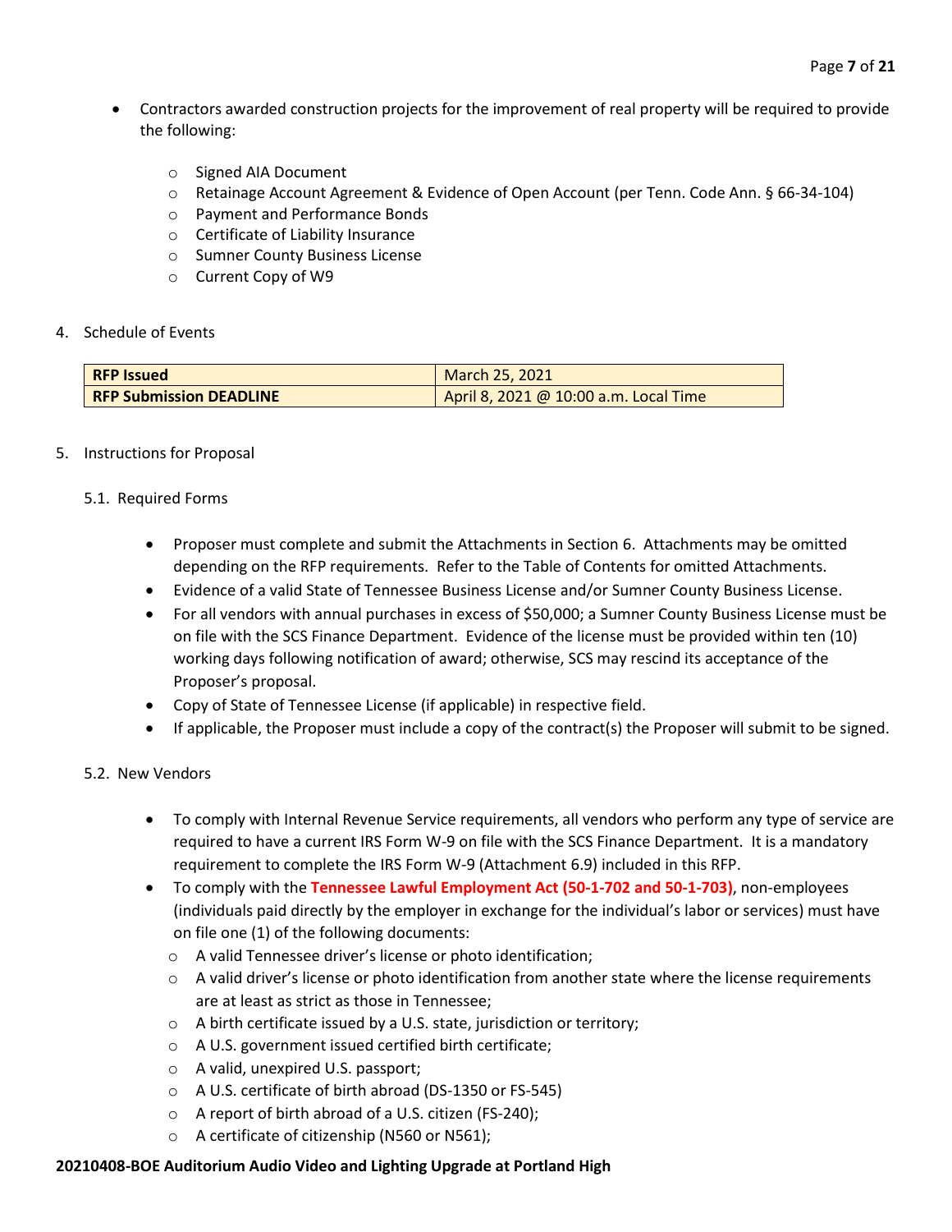- Contractors awarded construction projects for the improvement of real property will be required to provide the following:
    - Signed AIA Document
    - Retainage Account Agreement & Evidence of Open Account (per Tenn. Code Ann. § 66-34-104)
    - Payment and Performance Bonds
    - Certificate of Liability Insurance
    - Sumner County Business License
    - Current Copy of W9

4. Schedule of Events

| **RFP Issued** | March 25, 2021 |
|---|---|
| **RFP Submission DEADLINE** | April 8, 2021 @ 10:00 a.m. Local Time |

5. Instructions for Proposal

5.1. Required Forms

- Proposer must complete and submit the Attachments in Section 6. Attachments may be omitted depending on the RFP requirements. Refer to the Table of Contents for omitted Attachments.
- Evidence of a valid State of Tennessee Business License and/or Sumner County Business License.
- For all vendors with annual purchases in excess of $50,000; a Sumner County Business License must be on file with the SCS Finance Department. Evidence of the license must be provided within ten (10) working days following notification of award; otherwise, SCS may rescind its acceptance of the Proposer's proposal.
- Copy of State of Tennessee License (if applicable) in respective field.
- If applicable, the Proposer must include a copy of the contract(s) the Proposer will submit to be signed.

5.2. New Vendors

- To comply with Internal Revenue Service requirements, all vendors who perform any type of service are required to have a current IRS Form W-9 on file with the SCS Finance Department. It is a mandatory requirement to complete the IRS Form W-9 (Attachment 6.9) included in this RFP.
- To comply with the **Tennessee Lawful Employment Act (50-1-702 and 50-1-703)**, non-employees (individuals paid directly by the employer in exchange for the individual's labor or services) must have on file one (1) of the following documents:
    - A valid Tennessee driver's license or photo identification;
    - A valid driver's license or photo identification from another state where the license requirements are at least as strict as those in Tennessee;
    - A birth certificate issued by a U.S. state, jurisdiction or territory;
    - A U.S. government issued certified birth certificate;
    - A valid, unexpired U.S. passport;
    - A U.S. certificate of birth abroad (DS-1350 or FS-545)
    - A report of birth abroad of a U.S. citizen (FS-240);
    - A certificate of citizenship (N560 or N561);

**20210408-BOE Auditorium Audio Video and Lighting Upgrade at Portland High**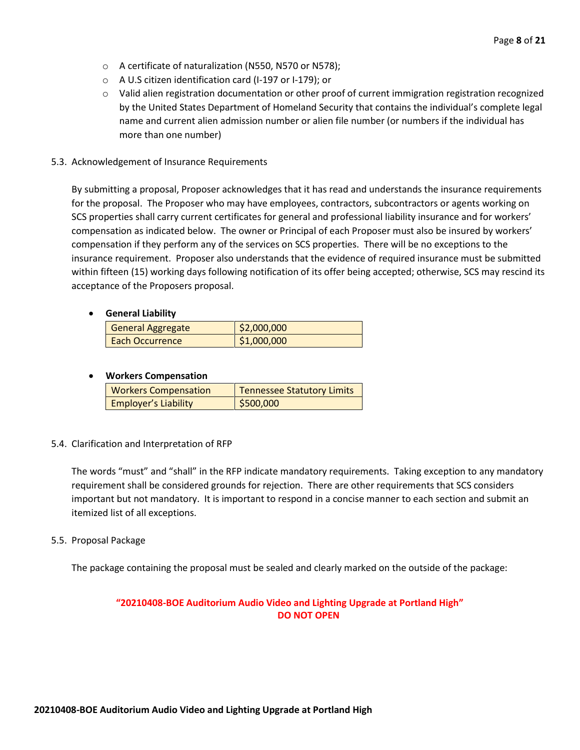- A certificate of naturalization (N550, N570 or N578);
- A U.S citizen identification card (I-197 or I-179); or
- Valid alien registration documentation or other proof of current immigration registration recognized by the United States Department of Homeland Security that contains the individual's complete legal name and current alien admission number or alien file number (or numbers if the individual has more than one number)

5.3. Acknowledgement of Insurance Requirements

By submitting a proposal, Proposer acknowledges that it has read and understands the insurance requirements for the proposal. The Proposer who may have employees, contractors, subcontractors or agents working on SCS properties shall carry current certificates for general and professional liability insurance and for workers' compensation as indicated below. The owner or Principal of each Proposer must also be insured by workers' compensation if they perform any of the services on SCS properties. There will be no exceptions to the insurance requirement. Proposer also understands that the evidence of required insurance must be submitted within fifteen (15) working days following notification of its offer being accepted; otherwise, SCS may rescind its acceptance of the Proposers proposal.

- **General Liability**

| General Aggregate | $2,000,000 |
|---|---|
| Each Occurrence | $1,000,000 |

- **Workers Compensation**

| Workers Compensation | Tennessee Statutory Limits |
|---|---|
| Employer's Liability | $500,000 |

5.4. Clarification and Interpretation of RFP

The words "must" and "shall" in the RFP indicate mandatory requirements. Taking exception to any mandatory requirement shall be considered grounds for rejection. There are other requirements that SCS considers important but not mandatory. It is important to respond in a concise manner to each section and submit an itemized list of all exceptions.

5.5. Proposal Package

The package containing the proposal must be sealed and clearly marked on the outside of the package:

**"20210408-BOE Auditorium Audio Video and Lighting Upgrade at Portland High"**
**DO NOT OPEN**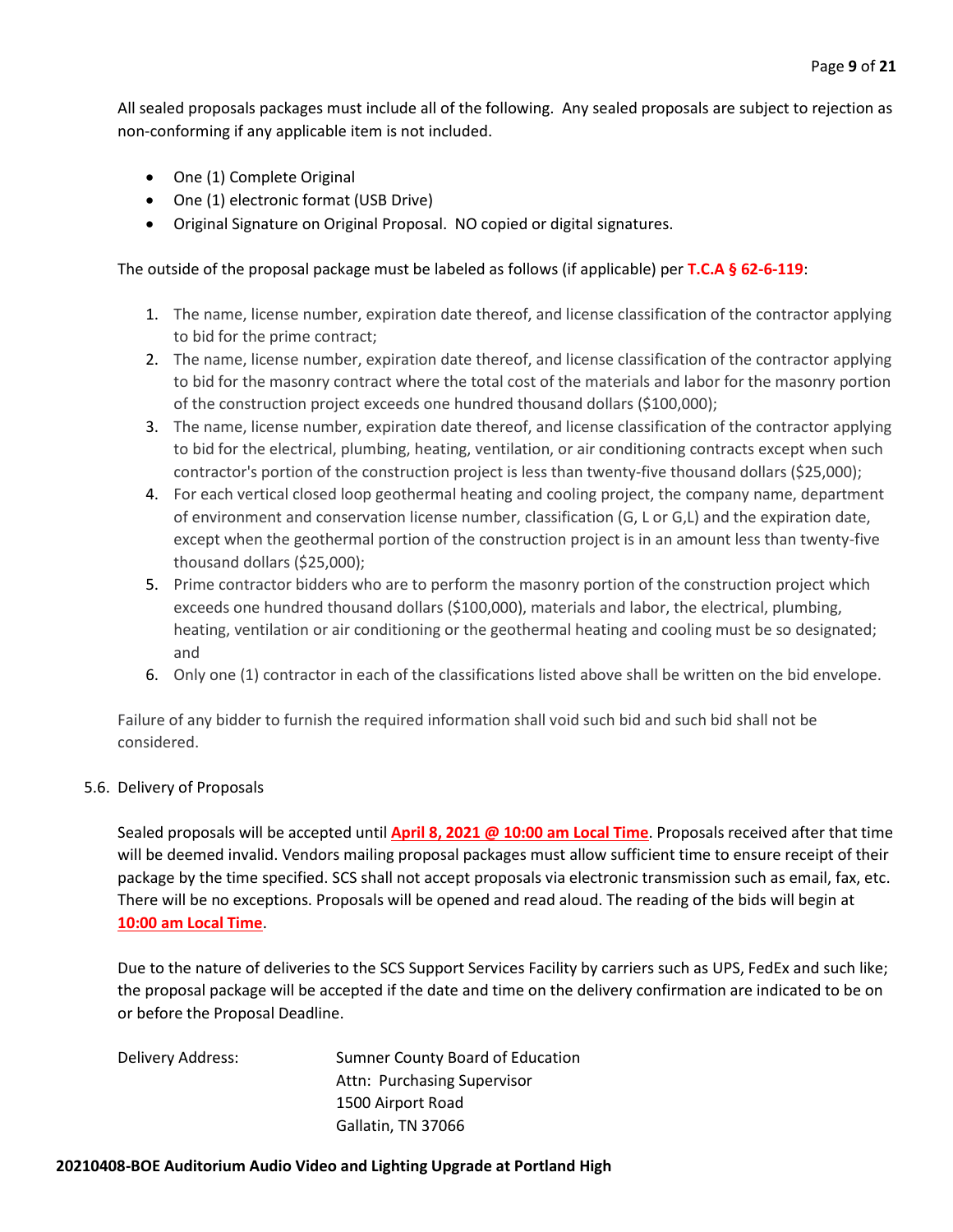All sealed proposals packages must include all of the following. Any sealed proposals are subject to rejection as non-conforming if any applicable item is not included.

- One (1) Complete Original
- One (1) electronic format (USB Drive)
- Original Signature on Original Proposal. NO copied or digital signatures.

The outside of the proposal package must be labeled as follows (if applicable) per **T.C.A § 62-6-119**:

1. The name, license number, expiration date thereof, and license classification of the contractor applying to bid for the prime contract;
2. The name, license number, expiration date thereof, and license classification of the contractor applying to bid for the masonry contract where the total cost of the materials and labor for the masonry portion of the construction project exceeds one hundred thousand dollars ($100,000);
3. The name, license number, expiration date thereof, and license classification of the contractor applying to bid for the electrical, plumbing, heating, ventilation, or air conditioning contracts except when such contractor's portion of the construction project is less than twenty-five thousand dollars ($25,000);
4. For each vertical closed loop geothermal heating and cooling project, the company name, department of environment and conservation license number, classification (G, L or G,L) and the expiration date, except when the geothermal portion of the construction project is in an amount less than twenty-five thousand dollars ($25,000);
5. Prime contractor bidders who are to perform the masonry portion of the construction project which exceeds one hundred thousand dollars ($100,000), materials and labor, the electrical, plumbing, heating, ventilation or air conditioning or the geothermal heating and cooling must be so designated; and
6. Only one (1) contractor in each of the classifications listed above shall be written on the bid envelope.

Failure of any bidder to furnish the required information shall void such bid and such bid shall not be considered.

5.6. Delivery of Proposals

Sealed proposals will be accepted until **April 8, 2021 @ 10:00 am Local Time**. Proposals received after that time will be deemed invalid. Vendors mailing proposal packages must allow sufficient time to ensure receipt of their package by the time specified. SCS shall not accept proposals via electronic transmission such as email, fax, etc. There will be no exceptions. Proposals will be opened and read aloud. The reading of the bids will begin at **10:00 am Local Time**.

Due to the nature of deliveries to the SCS Support Services Facility by carriers such as UPS, FedEx and such like; the proposal package will be accepted if the date and time on the delivery confirmation are indicated to be on or before the Proposal Deadline.

Delivery Address:

Sumner County Board of Education
Attn: Purchasing Supervisor
1500 Airport Road
Gallatin, TN 37066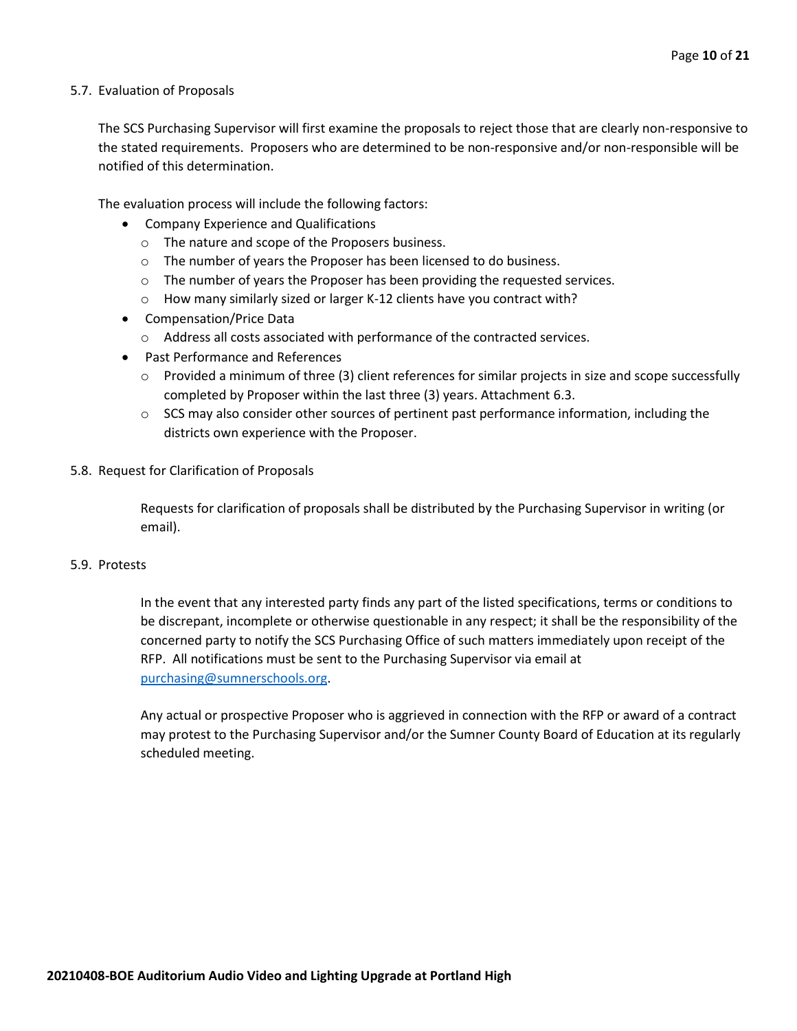## 5.7. Evaluation of Proposals

The SCS Purchasing Supervisor will first examine the proposals to reject those that are clearly non-responsive to the stated requirements. Proposers who are determined to be non-responsive and/or non-responsible will be notified of this determination.

The evaluation process will include the following factors:

- Company Experience and Qualifications
  - The nature and scope of the Proposers business.
  - The number of years the Proposer has been licensed to do business.
  - The number of years the Proposer has been providing the requested services.
  - How many similarly sized or larger K-12 clients have you contract with?
- Compensation/Price Data
  - Address all costs associated with performance of the contracted services.
- Past Performance and References
  - Provided a minimum of three (3) client references for similar projects in size and scope successfully completed by Proposer within the last three (3) years. Attachment 6.3.
  - SCS may also consider other sources of pertinent past performance information, including the districts own experience with the Proposer.

## 5.8. Request for Clarification of Proposals

Requests for clarification of proposals shall be distributed by the Purchasing Supervisor in writing (or email).

## 5.9. Protests

In the event that any interested party finds any part of the listed specifications, terms or conditions to be discrepant, incomplete or otherwise questionable in any respect; it shall be the responsibility of the concerned party to notify the SCS Purchasing Office of such matters immediately upon receipt of the RFP. All notifications must be sent to the Purchasing Supervisor via email at purchasing@sumnerschools.org.

Any actual or prospective Proposer who is aggrieved in connection with the RFP or award of a contract may protest to the Purchasing Supervisor and/or the Sumner County Board of Education at its regularly scheduled meeting.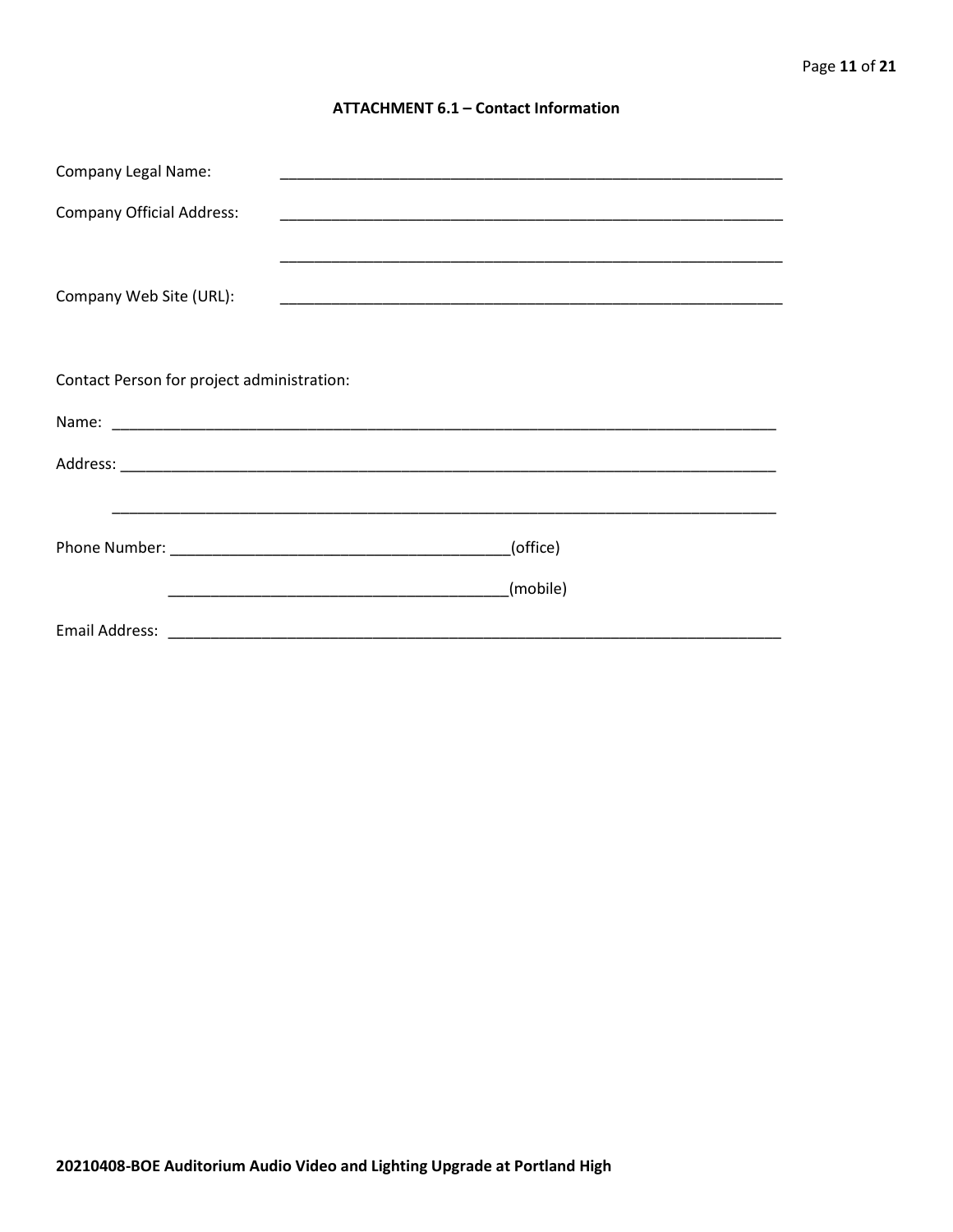### ATTACHMENT 6.1 – Contact Information

Company Legal Name: ____________________________________________________________

Company Official Address: ____________________________________________________________

____________________________________________________________

Company Web Site (URL): ____________________________________________________________

Contact Person for project administration:

Name: ________________________________________________________________________________

Address: ______________________________________________________________________________

________________________________________________________________________________

Phone Number: ________________________________________(office)

________________________________________(mobile)

Email Address: ___________________________________________________________________________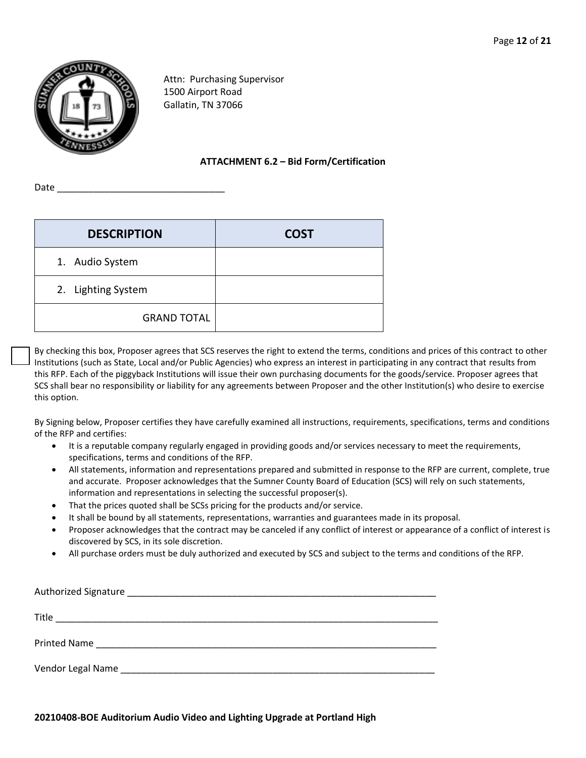Attn: Purchasing Supervisor
1500 Airport Road
Gallatin, TN 37066

**ATTACHMENT 6.2 – Bid Form/Certification**

Date ________________________________

| DESCRIPTION | COST |
|---|---|
| 1. Audio System | |
| 2. Lighting System | |
| GRAND TOTAL | |

☐ By checking this box, Proposer agrees that SCS reserves the right to extend the terms, conditions and prices of this contract to other Institutions (such as State, Local and/or Public Agencies) who express an interest in participating in any contract that results from this RFP. Each of the piggyback Institutions will issue their own purchasing documents for the goods/service. Proposer agrees that SCS shall bear no responsibility or liability for any agreements between Proposer and the other Institution(s) who desire to exercise this option.

By Signing below, Proposer certifies they have carefully examined all instructions, requirements, specifications, terms and conditions of the RFP and certifies:

- It is a reputable company regularly engaged in providing goods and/or services necessary to meet the requirements, specifications, terms and conditions of the RFP.
- All statements, information and representations prepared and submitted in response to the RFP are current, complete, true and accurate. Proposer acknowledges that the Sumner County Board of Education (SCS) will rely on such statements, information and representations in selecting the successful proposer(s).
- That the prices quoted shall be SCSs pricing for the products and/or service.
- It shall be bound by all statements, representations, warranties and guarantees made in its proposal.
- Proposer acknowledges that the contract may be canceled if any conflict of interest or appearance of a conflict of interest is discovered by SCS, in its sole discretion.
- All purchase orders must be duly authorized and executed by SCS and subject to the terms and conditions of the RFP.

Authorized Signature ______________________________________________________________

Title ___________________________________________________________________________

Printed Name ____________________________________________________________________

Vendor Legal Name _______________________________________________________________

**20210408-BOE Auditorium Audio Video and Lighting Upgrade at Portland High**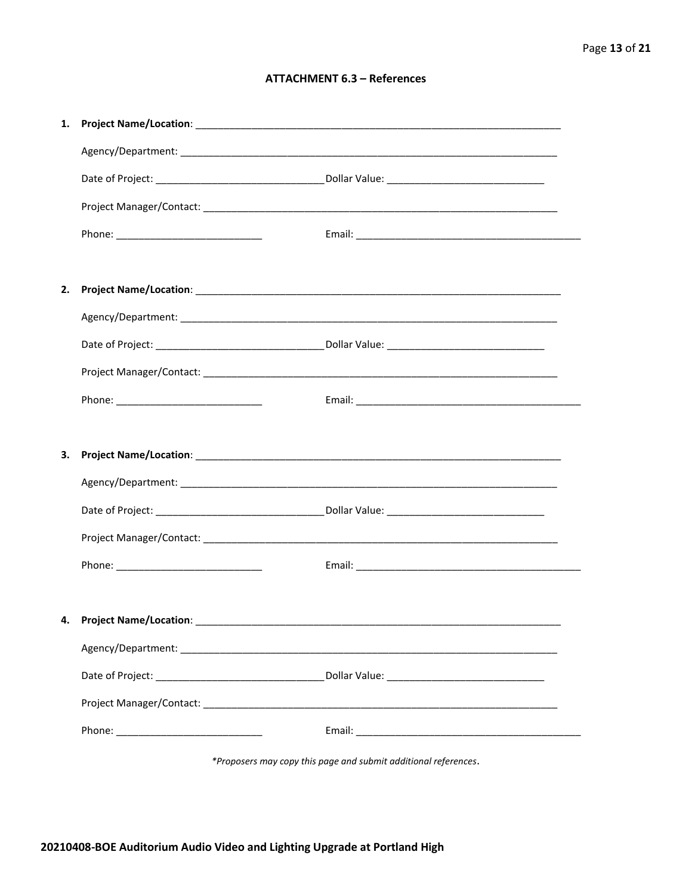### ATTACHMENT 6.3 – References

1. **Project Name/Location**: ____________________________________________________________________

   Agency/Department: ____________________________________________________________________

   Date of Project: ______________________________ Dollar Value: ____________________________

   Project Manager/Contact: ________________________________________________________________

   Phone: __________________________ Email: ________________________________________

2. **Project Name/Location**: ____________________________________________________________________

   Agency/Department: ____________________________________________________________________

   Date of Project: ______________________________ Dollar Value: ____________________________

   Project Manager/Contact: ________________________________________________________________

   Phone: __________________________ Email: ________________________________________

3. **Project Name/Location**: ____________________________________________________________________

   Agency/Department: ____________________________________________________________________

   Date of Project: ______________________________ Dollar Value: ____________________________

   Project Manager/Contact: ________________________________________________________________

   Phone: __________________________ Email: ________________________________________

4. **Project Name/Location**: ____________________________________________________________________

   Agency/Department: ____________________________________________________________________

   Date of Project: ______________________________ Dollar Value: ____________________________

   Project Manager/Contact: ________________________________________________________________

   Phone: __________________________ Email: ________________________________________

*Proposers may copy this page and submit additional references.*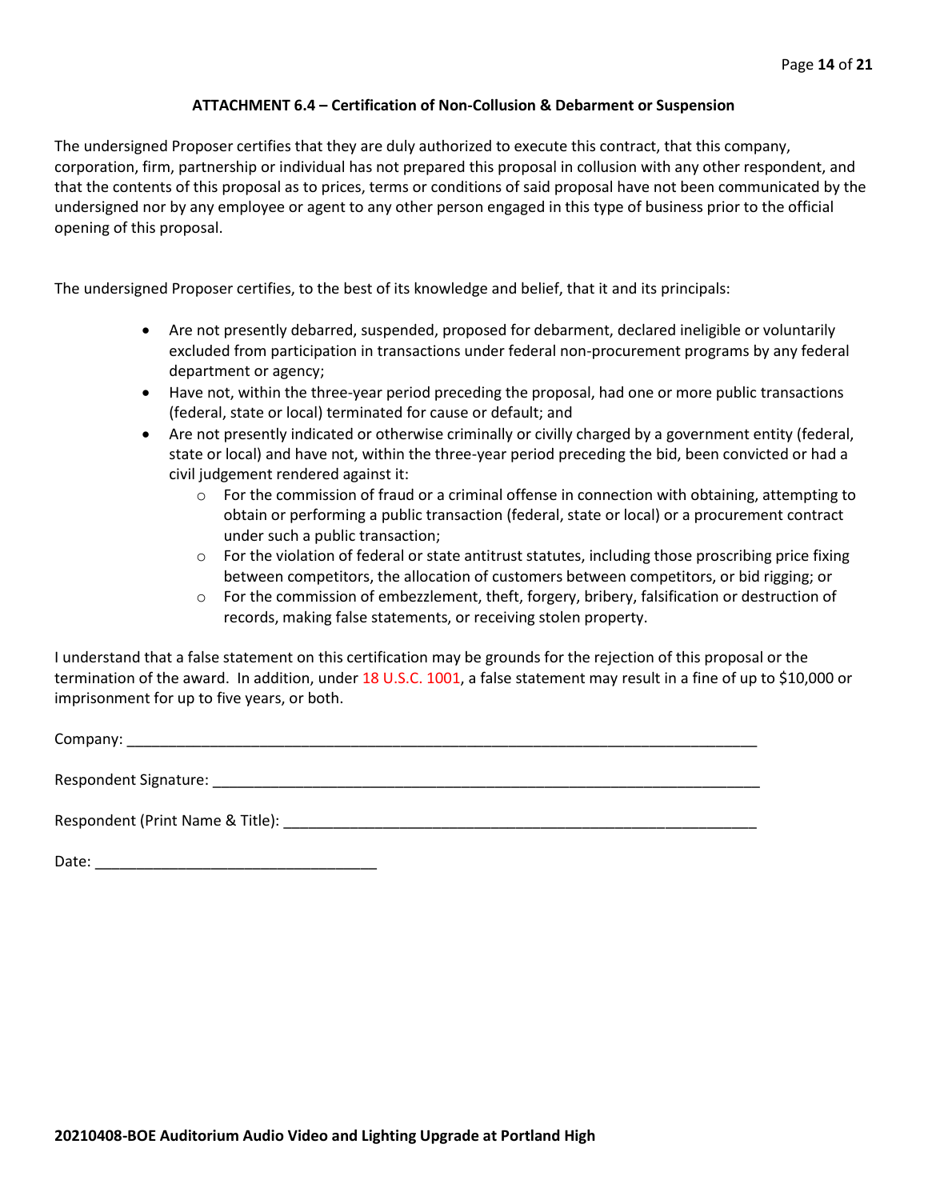### ATTACHMENT 6.4 – Certification of Non-Collusion & Debarment or Suspension

The undersigned Proposer certifies that they are duly authorized to execute this contract, that this company, corporation, firm, partnership or individual has not prepared this proposal in collusion with any other respondent, and that the contents of this proposal as to prices, terms or conditions of said proposal have not been communicated by the undersigned nor by any employee or agent to any other person engaged in this type of business prior to the official opening of this proposal.

The undersigned Proposer certifies, to the best of its knowledge and belief, that it and its principals:

- Are not presently debarred, suspended, proposed for debarment, declared ineligible or voluntarily excluded from participation in transactions under federal non-procurement programs by any federal department or agency;
- Have not, within the three-year period preceding the proposal, had one or more public transactions (federal, state or local) terminated for cause or default; and
- Are not presently indicated or otherwise criminally or civilly charged by a government entity (federal, state or local) and have not, within the three-year period preceding the bid, been convicted or had a civil judgement rendered against it:
  - For the commission of fraud or a criminal offense in connection with obtaining, attempting to obtain or performing a public transaction (federal, state or local) or a procurement contract under such a public transaction;
  - For the violation of federal or state antitrust statutes, including those proscribing price fixing between competitors, the allocation of customers between competitors, or bid rigging; or
  - For the commission of embezzlement, theft, forgery, bribery, falsification or destruction of records, making false statements, or receiving stolen property.

I understand that a false statement on this certification may be grounds for the rejection of this proposal or the termination of the award. In addition, under 18 U.S.C. 1001, a false statement may result in a fine of up to $10,000 or imprisonment for up to five years, or both.

Company: ______________________________________________________________________________

Respondent Signature: ____________________________________________________________________

Respondent (Print Name & Title): ___________________________________________________________

Date: __________________________________

**20210408-BOE Auditorium Audio Video and Lighting Upgrade at Portland High**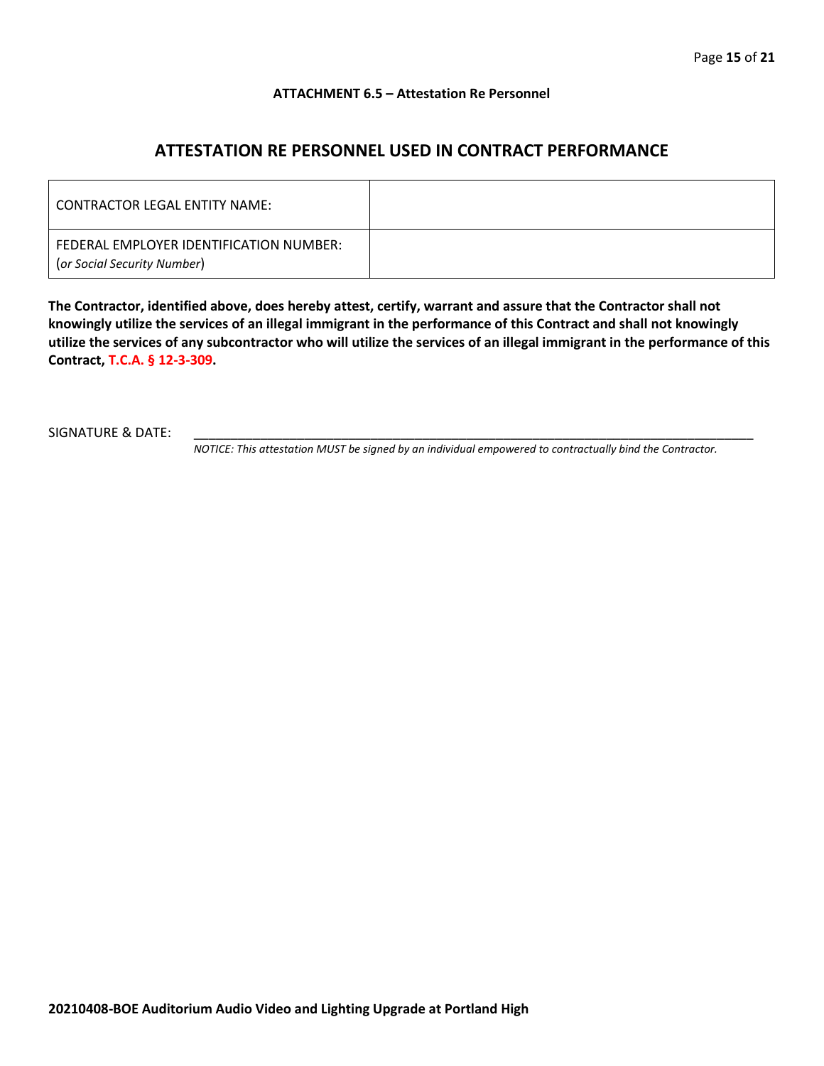**ATTACHMENT 6.5 – Attestation Re Personnel**

## ATTESTATION RE PERSONNEL USED IN CONTRACT PERFORMANCE

| CONTRACTOR LEGAL ENTITY NAME: | |
|---|---|
| FEDERAL EMPLOYER IDENTIFICATION NUMBER: (*or Social Security Number*) | |

**The Contractor, identified above, does hereby attest, certify, warrant and assure that the Contractor shall not knowingly utilize the services of an illegal immigrant in the performance of this Contract and shall not knowingly utilize the services of any subcontractor who will utilize the services of an illegal immigrant in the performance of this Contract, T.C.A. § 12-3-309.**

SIGNATURE & DATE: ___________________________________________________________________________

*NOTICE: This attestation MUST be signed by an individual empowered to contractually bind the Contractor.*

**20210408-BOE Auditorium Audio Video and Lighting Upgrade at Portland High**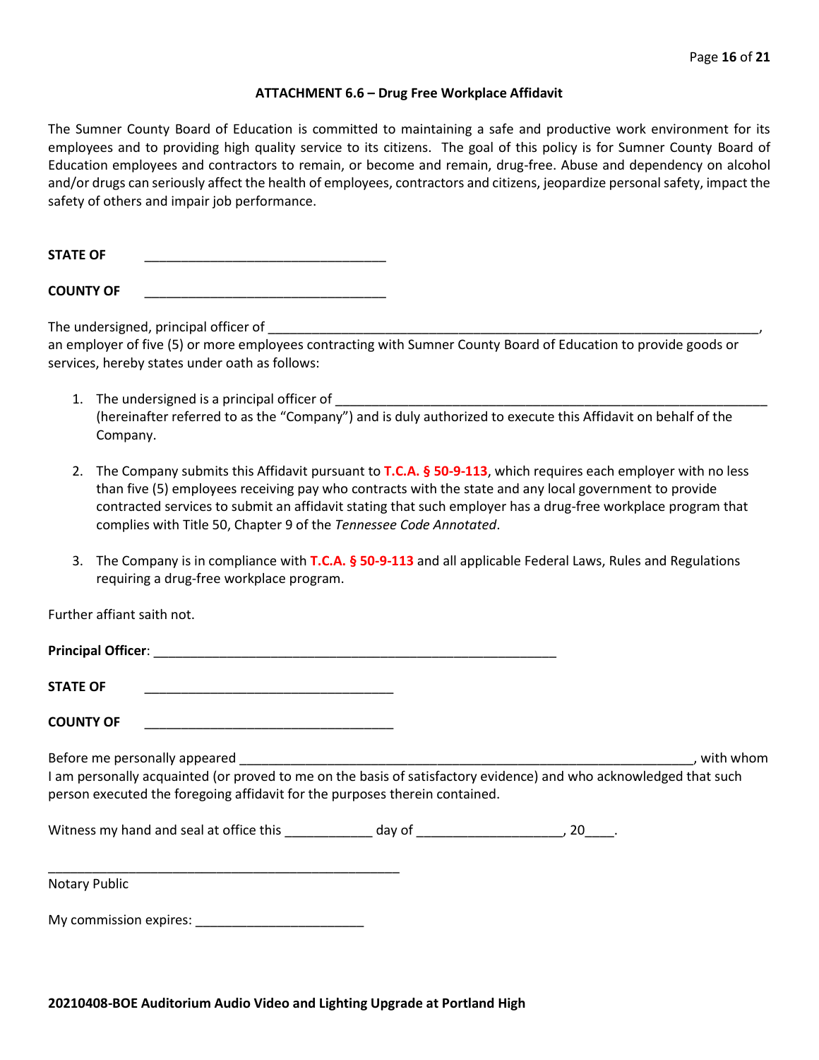### ATTACHMENT 6.6 – Drug Free Workplace Affidavit

The Sumner County Board of Education is committed to maintaining a safe and productive work environment for its employees and to providing high quality service to its citizens. The goal of this policy is for Sumner County Board of Education employees and contractors to remain, or become and remain, drug-free. Abuse and dependency on alcohol and/or drugs can seriously affect the health of employees, contractors and citizens, jeopardize personal safety, impact the safety of others and impair job performance.

**STATE OF** ________________________________

**COUNTY OF** ________________________________

The undersigned, principal officer of ____________________________________________________________________, an employer of five (5) or more employees contracting with Sumner County Board of Education to provide goods or services, hereby states under oath as follows:

1. The undersigned is a principal officer of ___________________________________________________________ (hereinafter referred to as the "Company") and is duly authorized to execute this Affidavit on behalf of the Company.

2. The Company submits this Affidavit pursuant to **T.C.A. § 50-9-113**, which requires each employer with no less than five (5) employees receiving pay who contracts with the state and any local government to provide contracted services to submit an affidavit stating that such employer has a drug-free workplace program that complies with Title 50, Chapter 9 of the *Tennessee Code Annotated*.

3. The Company is in compliance with **T.C.A. § 50-9-113** and all applicable Federal Laws, Rules and Regulations requiring a drug-free workplace program.

Further affiant saith not.

**Principal Officer**: ______________________________________________________

**STATE OF** __________________________________

**COUNTY OF** __________________________________

Before me personally appeared ______________________________________________________________, with whom I am personally acquainted (or proved to me on the basis of satisfactory evidence) and who acknowledged that such person executed the foregoing affidavit for the purposes therein contained.

Witness my hand and seal at office this ____________ day of ____________________, 20____.

_______________________________________________

Notary Public

My commission expires: _______________________

**20210408-BOE Auditorium Audio Video and Lighting Upgrade at Portland High**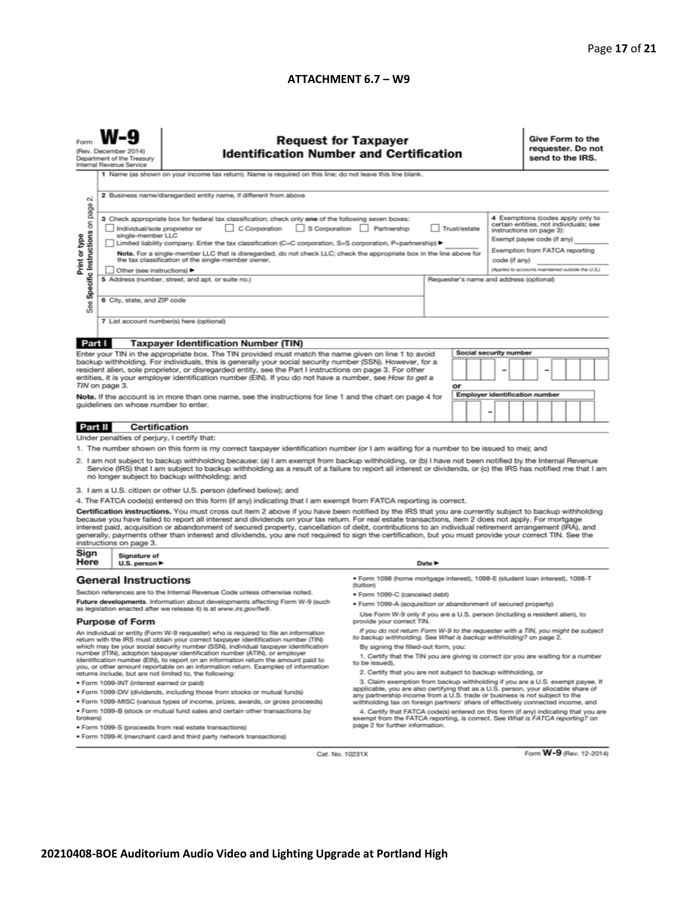**ATTACHMENT 6.7 – W9**

Form **W-9**
(Rev. December 2014)
Department of the Treasury
Internal Revenue Service

## Request for Taxpayer Identification Number and Certification

**Give Form to the requester. Do not send to the IRS.**

Print or type
See Specific Instructions on page 2.

1 Name (as shown on your income tax return). Name is required on this line; do not leave this line blank.

2 Business name/disregarded entity name, if different from above

3 Check appropriate box for federal tax classification; check only **one** of the following seven boxes:
☐ Individual/sole proprietor or single-member LLC ☐ C Corporation ☐ S Corporation ☐ Partnership ☐ Trust/estate
☐ Limited liability company. Enter the tax classification (C=C corporation, S=S corporation, P=partnership) ► ________
**Note.** For a single-member LLC that is disregarded, do not check LLC; check the appropriate box in the line above for the tax classification of the single-member owner.
☐ Other (see instructions) ►

4 Exemptions (codes apply only to certain entities, not individuals; see instructions on page 3):
Exempt payee code (if any) ________
Exemption from FATCA reporting code (if any) ________
(Applies to accounts maintained outside the U.S.)

5 Address (number, street, and apt. or suite no.)

Requester's name and address (optional)

6 City, state, and ZIP code

7 List account number(s) here (optional)

### Part I Taxpayer Identification Number (TIN)

Enter your TIN in the appropriate box. The TIN provided must match the name given on line 1 to avoid backup withholding. For individuals, this is generally your social security number (SSN). However, for a resident alien, sole proprietor, or disregarded entity, see the Part I instructions on page 3. For other entities, it is your employer identification number (EIN). If you do not have a number, see *How to get a TIN* on page 3.

**Note.** If the account is in more than one name, see the instructions for line 1 and the chart on page 4 for guidelines on whose number to enter.

**Social security number**
[ ][ ][ ] – [ ][ ] – [ ][ ][ ][ ]

or

**Employer identification number**
[ ][ ] – [ ][ ][ ][ ][ ][ ][ ]

### Part II Certification

Under penalties of perjury, I certify that:

1. The number shown on this form is my correct taxpayer identification number (or I am waiting for a number to be issued to me); and
2. I am not subject to backup withholding because: (a) I am exempt from backup withholding, or (b) I have not been notified by the Internal Revenue Service (IRS) that I am subject to backup withholding as a result of a failure to report all interest or dividends, or (c) the IRS has notified me that I am no longer subject to backup withholding; and
3. I am a U.S. citizen or other U.S. person (defined below); and
4. The FATCA code(s) entered on this form (if any) indicating that I am exempt from FATCA reporting is correct.

**Certification instructions.** You must cross out item 2 above if you have been notified by the IRS that you are currently subject to backup withholding because you have failed to report all interest and dividends on your tax return. For real estate transactions, item 2 does not apply. For mortgage interest paid, acquisition or abandonment of secured property, cancellation of debt, contributions to an individual retirement arrangement (IRA), and generally, payments other than interest and dividends, you are not required to sign the certification, but you must provide your correct TIN. See the instructions on page 3.

**Sign Here** Signature of U.S. person ► Date ►

## General Instructions

Section references are to the Internal Revenue Code unless otherwise noted.

**Future developments.** Information about developments affecting Form W-9 (such as legislation enacted after we release it) is at *www.irs.gov/fw9*.

### Purpose of Form

An individual or entity (Form W-9 requester) who is required to file an information return with the IRS must obtain your correct taxpayer identification number (TIN) which may be your social security number (SSN), individual taxpayer identification number (ITIN), adoption taxpayer identification number (ATIN), or employer identification number (EIN), to report on an information return the amount paid to you, or other amount reportable on an information return. Examples of information returns include, but are not limited to, the following:

- Form 1099-INT (interest earned or paid)
- Form 1099-DIV (dividends, including those from stocks or mutual funds)
- Form 1099-MISC (various types of income, prizes, awards, or gross proceeds)
- Form 1099-B (stock or mutual fund sales and certain other transactions by brokers)
- Form 1099-S (proceeds from real estate transactions)
- Form 1099-K (merchant card and third party network transactions)
- Form 1098 (home mortgage interest), 1098-E (student loan interest), 1098-T (tuition)
- Form 1099-C (canceled debt)
- Form 1099-A (acquisition or abandonment of secured property)

Use Form W-9 only if you are a U.S. person (including a resident alien), to provide your correct TIN.

*If you do not return Form W-9 to the requester with a TIN, you might be subject to backup withholding. See What is backup withholding? on page 2.*

By signing the filled-out form, you:

1. Certify that the TIN you are giving is correct (or you are waiting for a number to be issued),
2. Certify that you are not subject to backup withholding, or
3. Claim exemption from backup withholding if you are a U.S. exempt payee. If applicable, you are also certifying that as a U.S. person, your allocable share of any partnership income from a U.S. trade or business is not subject to the withholding tax on foreign partners' share of effectively connected income, and
4. Certify that FATCA code(s) entered on this form (if any) indicating that you are exempt from the FATCA reporting, is correct. See *What is FATCA reporting?* on page 2 for further information.

Cat. No. 10231X Form **W-9** (Rev. 12-2014)

**20210408-BOE Auditorium Audio Video and Lighting Upgrade at Portland High**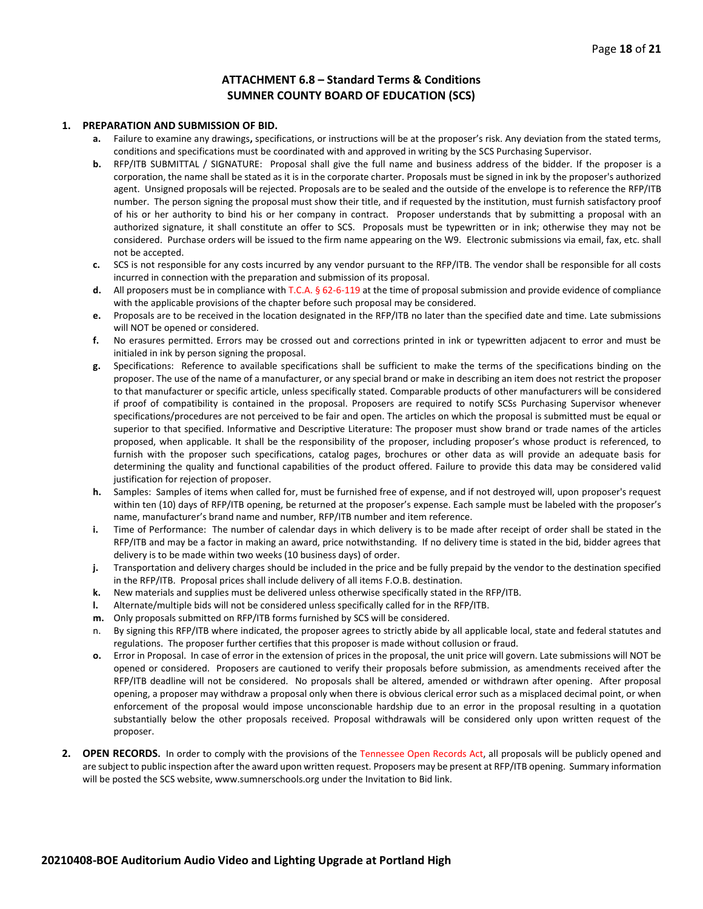## ATTACHMENT 6.8 – Standard Terms & Conditions
## SUMNER COUNTY BOARD OF EDUCATION (SCS)

1. **PREPARATION AND SUBMISSION OF BID.**
   - **a.** Failure to examine any drawings**,** specifications, or instructions will be at the proposer's risk. Any deviation from the stated terms, conditions and specifications must be coordinated with and approved in writing by the SCS Purchasing Supervisor.
   - **b.** RFP/ITB SUBMITTAL / SIGNATURE: Proposal shall give the full name and business address of the bidder. If the proposer is a corporation, the name shall be stated as it is in the corporate charter. Proposals must be signed in ink by the proposer's authorized agent. Unsigned proposals will be rejected. Proposals are to be sealed and the outside of the envelope is to reference the RFP/ITB number. The person signing the proposal must show their title, and if requested by the institution, must furnish satisfactory proof of his or her authority to bind his or her company in contract. Proposer understands that by submitting a proposal with an authorized signature, it shall constitute an offer to SCS. Proposals must be typewritten or in ink; otherwise they may not be considered. Purchase orders will be issued to the firm name appearing on the W9. Electronic submissions via email, fax, etc. shall not be accepted.
   - **c.** SCS is not responsible for any costs incurred by any vendor pursuant to the RFP/ITB. The vendor shall be responsible for all costs incurred in connection with the preparation and submission of its proposal.
   - **d.** All proposers must be in compliance with T.C.A. § 62-6-119 at the time of proposal submission and provide evidence of compliance with the applicable provisions of the chapter before such proposal may be considered.
   - **e.** Proposals are to be received in the location designated in the RFP/ITB no later than the specified date and time. Late submissions will NOT be opened or considered.
   - **f.** No erasures permitted. Errors may be crossed out and corrections printed in ink or typewritten adjacent to error and must be initialed in ink by person signing the proposal.
   - **g.** Specifications: Reference to available specifications shall be sufficient to make the terms of the specifications binding on the proposer. The use of the name of a manufacturer, or any special brand or make in describing an item does not restrict the proposer to that manufacturer or specific article, unless specifically stated. Comparable products of other manufacturers will be considered if proof of compatibility is contained in the proposal. Proposers are required to notify SCSs Purchasing Supervisor whenever specifications/procedures are not perceived to be fair and open. The articles on which the proposal is submitted must be equal or superior to that specified. Informative and Descriptive Literature: The proposer must show brand or trade names of the articles proposed, when applicable. It shall be the responsibility of the proposer, including proposer's whose product is referenced, to furnish with the proposer such specifications, catalog pages, brochures or other data as will provide an adequate basis for determining the quality and functional capabilities of the product offered. Failure to provide this data may be considered valid justification for rejection of proposer.
   - **h.** Samples: Samples of items when called for, must be furnished free of expense, and if not destroyed will, upon proposer's request within ten (10) days of RFP/ITB opening, be returned at the proposer's expense. Each sample must be labeled with the proposer's name, manufacturer's brand name and number, RFP/ITB number and item reference.
   - **i.** Time of Performance: The number of calendar days in which delivery is to be made after receipt of order shall be stated in the RFP/ITB and may be a factor in making an award, price notwithstanding. If no delivery time is stated in the bid, bidder agrees that delivery is to be made within two weeks (10 business days) of order.
   - **j.** Transportation and delivery charges should be included in the price and be fully prepaid by the vendor to the destination specified in the RFP/ITB. Proposal prices shall include delivery of all items F.O.B. destination.
   - **k.** New materials and supplies must be delivered unless otherwise specifically stated in the RFP/ITB.
   - **l.** Alternate/multiple bids will not be considered unless specifically called for in the RFP/ITB.
   - **m.** Only proposals submitted on RFP/ITB forms furnished by SCS will be considered.
   - n. By signing this RFP/ITB where indicated, the proposer agrees to strictly abide by all applicable local, state and federal statutes and regulations. The proposer further certifies that this proposer is made without collusion or fraud.
   - **o.** Error in Proposal. In case of error in the extension of prices in the proposal, the unit price will govern. Late submissions will NOT be opened or considered. Proposers are cautioned to verify their proposals before submission, as amendments received after the RFP/ITB deadline will not be considered. No proposals shall be altered, amended or withdrawn after opening. After proposal opening, a proposer may withdraw a proposal only when there is obvious clerical error such as a misplaced decimal point, or when enforcement of the proposal would impose unconscionable hardship due to an error in the proposal resulting in a quotation substantially below the other proposals received. Proposal withdrawals will be considered only upon written request of the proposer.

2. **OPEN RECORDS.** In order to comply with the provisions of the Tennessee Open Records Act, all proposals will be publicly opened and are subject to public inspection after the award upon written request. Proposers may be present at RFP/ITB opening. Summary information will be posted the SCS website, www.sumnerschools.org under the Invitation to Bid link.

**20210408-BOE Auditorium Audio Video and Lighting Upgrade at Portland High**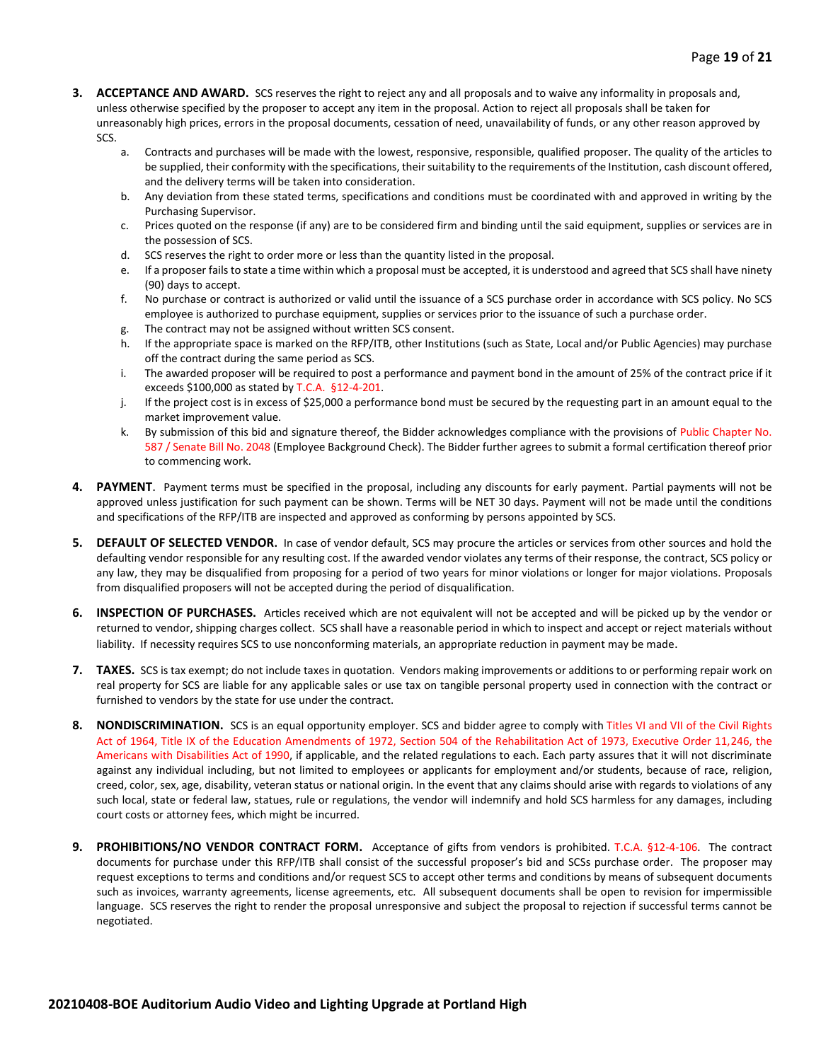3. **ACCEPTANCE AND AWARD.** SCS reserves the right to reject any and all proposals and to waive any informality in proposals and, unless otherwise specified by the proposer to accept any item in the proposal. Action to reject all proposals shall be taken for unreasonably high prices, errors in the proposal documents, cessation of need, unavailability of funds, or any other reason approved by SCS.
   a. Contracts and purchases will be made with the lowest, responsive, responsible, qualified proposer. The quality of the articles to be supplied, their conformity with the specifications, their suitability to the requirements of the Institution, cash discount offered, and the delivery terms will be taken into consideration.
   b. Any deviation from these stated terms, specifications and conditions must be coordinated with and approved in writing by the Purchasing Supervisor.
   c. Prices quoted on the response (if any) are to be considered firm and binding until the said equipment, supplies or services are in the possession of SCS.
   d. SCS reserves the right to order more or less than the quantity listed in the proposal.
   e. If a proposer fails to state a time within which a proposal must be accepted, it is understood and agreed that SCS shall have ninety (90) days to accept.
   f. No purchase or contract is authorized or valid until the issuance of a SCS purchase order in accordance with SCS policy. No SCS employee is authorized to purchase equipment, supplies or services prior to the issuance of such a purchase order.
   g. The contract may not be assigned without written SCS consent.
   h. If the appropriate space is marked on the RFP/ITB, other Institutions (such as State, Local and/or Public Agencies) may purchase off the contract during the same period as SCS.
   i. The awarded proposer will be required to post a performance and payment bond in the amount of 25% of the contract price if it exceeds $100,000 as stated by T.C.A. §12-4-201.
   j. If the project cost is in excess of $25,000 a performance bond must be secured by the requesting part in an amount equal to the market improvement value.
   k. By submission of this bid and signature thereof, the Bidder acknowledges compliance with the provisions of Public Chapter No. 587 / Senate Bill No. 2048 (Employee Background Check). The Bidder further agrees to submit a formal certification thereof prior to commencing work.

4. **PAYMENT**. Payment terms must be specified in the proposal, including any discounts for early payment. Partial payments will not be approved unless justification for such payment can be shown. Terms will be NET 30 days. Payment will not be made until the conditions and specifications of the RFP/ITB are inspected and approved as conforming by persons appointed by SCS.

5. **DEFAULT OF SELECTED VENDOR.** In case of vendor default, SCS may procure the articles or services from other sources and hold the defaulting vendor responsible for any resulting cost. If the awarded vendor violates any terms of their response, the contract, SCS policy or any law, they may be disqualified from proposing for a period of two years for minor violations or longer for major violations. Proposals from disqualified proposers will not be accepted during the period of disqualification.

6. **INSPECTION OF PURCHASES.** Articles received which are not equivalent will not be accepted and will be picked up by the vendor or returned to vendor, shipping charges collect. SCS shall have a reasonable period in which to inspect and accept or reject materials without liability. If necessity requires SCS to use nonconforming materials, an appropriate reduction in payment may be made.

7. **TAXES.** SCS is tax exempt; do not include taxes in quotation. Vendors making improvements or additions to or performing repair work on real property for SCS are liable for any applicable sales or use tax on tangible personal property used in connection with the contract or furnished to vendors by the state for use under the contract.

8. **NONDISCRIMINATION.** SCS is an equal opportunity employer. SCS and bidder agree to comply with Titles VI and VII of the Civil Rights Act of 1964, Title IX of the Education Amendments of 1972, Section 504 of the Rehabilitation Act of 1973, Executive Order 11,246, the Americans with Disabilities Act of 1990, if applicable, and the related regulations to each. Each party assures that it will not discriminate against any individual including, but not limited to employees or applicants for employment and/or students, because of race, religion, creed, color, sex, age, disability, veteran status or national origin. In the event that any claims should arise with regards to violations of any such local, state or federal law, statues, rule or regulations, the vendor will indemnify and hold SCS harmless for any damages, including court costs or attorney fees, which might be incurred.

9. **PROHIBITIONS/NO VENDOR CONTRACT FORM.** Acceptance of gifts from vendors is prohibited. T.C.A. §12-4-106. The contract documents for purchase under this RFP/ITB shall consist of the successful proposer's bid and SCSs purchase order. The proposer may request exceptions to terms and conditions and/or request SCS to accept other terms and conditions by means of subsequent documents such as invoices, warranty agreements, license agreements, etc. All subsequent documents shall be open to revision for impermissible language. SCS reserves the right to render the proposal unresponsive and subject the proposal to rejection if successful terms cannot be negotiated.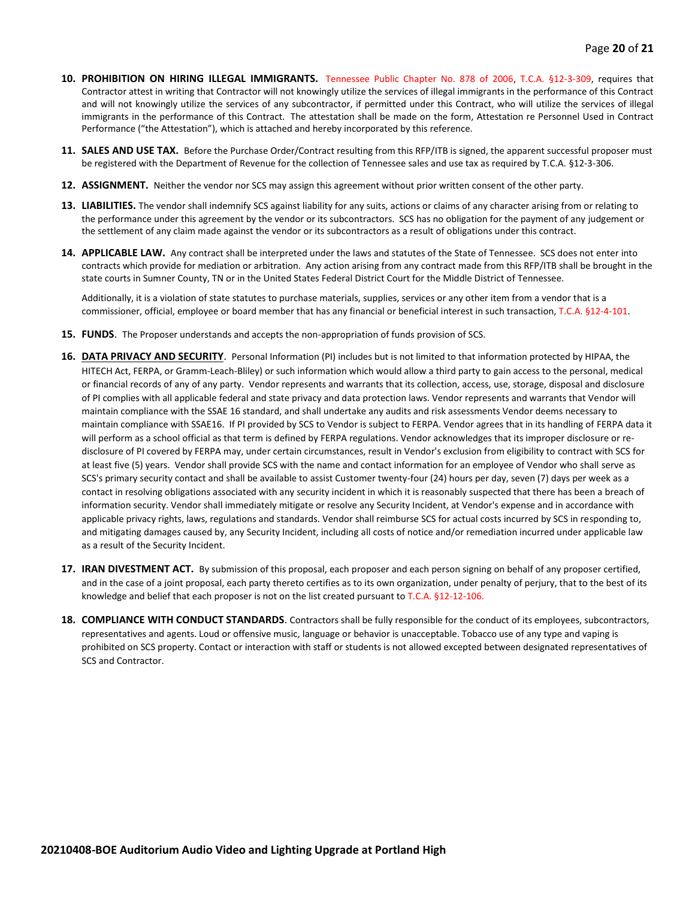10. **PROHIBITION ON HIRING ILLEGAL IMMIGRANTS.** Tennessee Public Chapter No. 878 of 2006, T.C.A. §12-3-309, requires that Contractor attest in writing that Contractor will not knowingly utilize the services of illegal immigrants in the performance of this Contract and will not knowingly utilize the services of any subcontractor, if permitted under this Contract, who will utilize the services of illegal immigrants in the performance of this Contract. The attestation shall be made on the form, Attestation re Personnel Used in Contract Performance ("the Attestation"), which is attached and hereby incorporated by this reference.

11. **SALES AND USE TAX.** Before the Purchase Order/Contract resulting from this RFP/ITB is signed, the apparent successful proposer must be registered with the Department of Revenue for the collection of Tennessee sales and use tax as required by T.C.A. §12-3-306.

12. **ASSIGNMENT.** Neither the vendor nor SCS may assign this agreement without prior written consent of the other party.

13. **LIABILITIES.** The vendor shall indemnify SCS against liability for any suits, actions or claims of any character arising from or relating to the performance under this agreement by the vendor or its subcontractors. SCS has no obligation for the payment of any judgement or the settlement of any claim made against the vendor or its subcontractors as a result of obligations under this contract.

14. **APPLICABLE LAW.** Any contract shall be interpreted under the laws and statutes of the State of Tennessee. SCS does not enter into contracts which provide for mediation or arbitration. Any action arising from any contract made from this RFP/ITB shall be brought in the state courts in Sumner County, TN or in the United States Federal District Court for the Middle District of Tennessee.

    Additionally, it is a violation of state statutes to purchase materials, supplies, services or any other item from a vendor that is a commissioner, official, employee or board member that has any financial or beneficial interest in such transaction, T.C.A. §12-4-101.

15. **FUNDS**. The Proposer understands and accepts the non-appropriation of funds provision of SCS.

16. **<u>DATA PRIVACY AND SECURITY</u>**. Personal Information (PI) includes but is not limited to that information protected by HIPAA, the HITECH Act, FERPA, or Gramm-Leach-Bliley) or such information which would allow a third party to gain access to the personal, medical or financial records of any of any party. Vendor represents and warrants that its collection, access, use, storage, disposal and disclosure of PI complies with all applicable federal and state privacy and data protection laws. Vendor represents and warrants that Vendor will maintain compliance with the SSAE 16 standard, and shall undertake any audits and risk assessments Vendor deems necessary to maintain compliance with SSAE16. If PI provided by SCS to Vendor is subject to FERPA. Vendor agrees that in its handling of FERPA data it will perform as a school official as that term is defined by FERPA regulations. Vendor acknowledges that its improper disclosure or re-disclosure of PI covered by FERPA may, under certain circumstances, result in Vendor's exclusion from eligibility to contract with SCS for at least five (5) years. Vendor shall provide SCS with the name and contact information for an employee of Vendor who shall serve as SCS's primary security contact and shall be available to assist Customer twenty-four (24) hours per day, seven (7) days per week as a contact in resolving obligations associated with any security incident in which it is reasonably suspected that there has been a breach of information security. Vendor shall immediately mitigate or resolve any Security Incident, at Vendor's expense and in accordance with applicable privacy rights, laws, regulations and standards. Vendor shall reimburse SCS for actual costs incurred by SCS in responding to, and mitigating damages caused by, any Security Incident, including all costs of notice and/or remediation incurred under applicable law as a result of the Security Incident.

17. **IRAN DIVESTMENT ACT.** By submission of this proposal, each proposer and each person signing on behalf of any proposer certified, and in the case of a joint proposal, each party thereto certifies as to its own organization, under penalty of perjury, that to the best of its knowledge and belief that each proposer is not on the list created pursuant to T.C.A. §12-12-106.

18. **COMPLIANCE WITH CONDUCT STANDARDS**. Contractors shall be fully responsible for the conduct of its employees, subcontractors, representatives and agents. Loud or offensive music, language or behavior is unacceptable. Tobacco use of any type and vaping is prohibited on SCS property. Contact or interaction with staff or students is not allowed excepted between designated representatives of SCS and Contractor.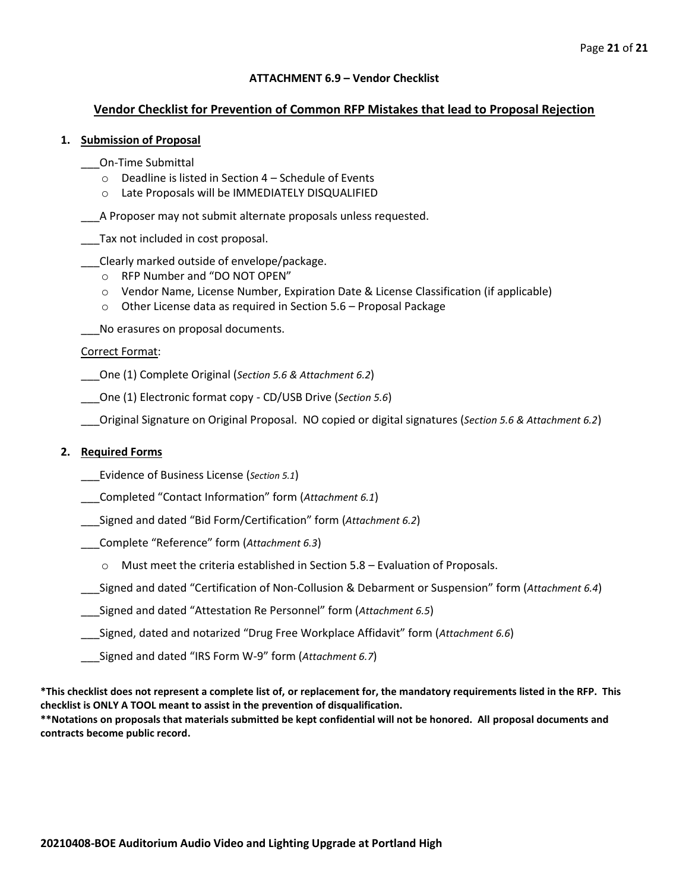**ATTACHMENT 6.9 – Vendor Checklist**

## Vendor Checklist for Prevention of Common RFP Mistakes that lead to Proposal Rejection

1. **Submission of Proposal**

   ___On-Time Submittal
   - Deadline is listed in Section 4 – Schedule of Events
   - Late Proposals will be IMMEDIATELY DISQUALIFIED

   ___A Proposer may not submit alternate proposals unless requested.

   ___Tax not included in cost proposal.

   ___Clearly marked outside of envelope/package.
   - RFP Number and "DO NOT OPEN"
   - Vendor Name, License Number, Expiration Date & License Classification (if applicable)
   - Other License data as required in Section 5.6 – Proposal Package

   ___No erasures on proposal documents.

   Correct Format:

   ___One (1) Complete Original (*Section 5.6 & Attachment 6.2*)

   ___One (1) Electronic format copy - CD/USB Drive (*Section 5.6*)

   ___Original Signature on Original Proposal. NO copied or digital signatures (*Section 5.6 & Attachment 6.2*)

2. **Required Forms**

   ___Evidence of Business License (*Section 5.1*)

   ___Completed "Contact Information" form (*Attachment 6.1*)

   ___Signed and dated "Bid Form/Certification" form (*Attachment 6.2*)

   ___Complete "Reference" form (*Attachment 6.3*)
   - Must meet the criteria established in Section 5.8 – Evaluation of Proposals.

   ___Signed and dated "Certification of Non-Collusion & Debarment or Suspension" form (*Attachment 6.4*)

   ___Signed and dated "Attestation Re Personnel" form (*Attachment 6.5*)

   ___Signed, dated and notarized "Drug Free Workplace Affidavit" form (*Attachment 6.6*)

   ___Signed and dated "IRS Form W-9" form (*Attachment 6.7*)

**\*This checklist does not represent a complete list of, or replacement for, the mandatory requirements listed in the RFP. This checklist is ONLY A TOOL meant to assist in the prevention of disqualification.**

**\*\*Notations on proposals that materials submitted be kept confidential will not be honored. All proposal documents and contracts become public record.**

**20210408-BOE Auditorium Audio Video and Lighting Upgrade at Portland High**